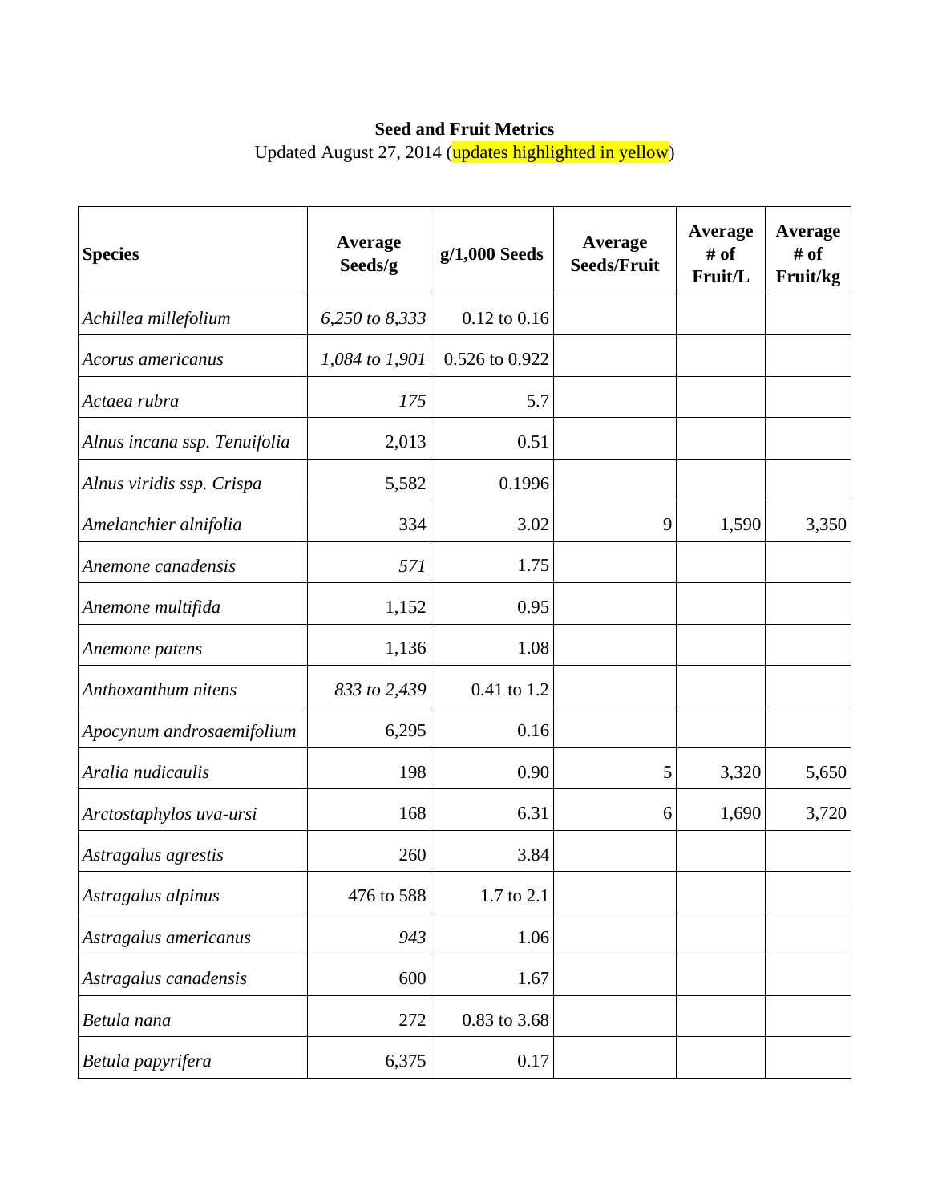**Seed and Fruit Metrics**

Updated August 27, 2014 (updates highlighted in yellow)

| Species | Average Seeds/g | g/1,000 Seeds | Average Seeds/Fruit | Average # of Fruit/L | Average # of Fruit/kg |
|---|---|---|---|---|---|
| *Achillea millefolium* | *6,250 to 8,333* | 0.12 to 0.16 | | | |
| *Acorus americanus* | *1,084 to 1,901* | 0.526 to 0.922 | | | |
| *Actaea rubra* | *175* | 5.7 | | | |
| *Alnus incana ssp. Tenuifolia* | 2,013 | 0.51 | | | |
| *Alnus viridis ssp. Crispa* | 5,582 | 0.1996 | | | |
| *Amelanchier alnifolia* | 334 | 3.02 | 9 | 1,590 | 3,350 |
| *Anemone canadensis* | *571* | 1.75 | | | |
| *Anemone multifida* | 1,152 | 0.95 | | | |
| *Anemone patens* | 1,136 | 1.08 | | | |
| *Anthoxanthum nitens* | *833 to 2,439* | 0.41 to 1.2 | | | |
| *Apocynum androsaemifolium* | 6,295 | 0.16 | | | |
| *Aralia nudicaulis* | 198 | 0.90 | 5 | 3,320 | 5,650 |
| *Arctostaphylos uva-ursi* | 168 | 6.31 | 6 | 1,690 | 3,720 |
| *Astragalus agrestis* | 260 | 3.84 | | | |
| *Astragalus alpinus* | 476 to 588 | 1.7 to 2.1 | | | |
| *Astragalus americanus* | *943* | 1.06 | | | |
| *Astragalus canadensis* | 600 | 1.67 | | | |
| *Betula nana* | 272 | 0.83 to 3.68 | | | |
| *Betula papyrifera* | 6,375 | 0.17 | | | |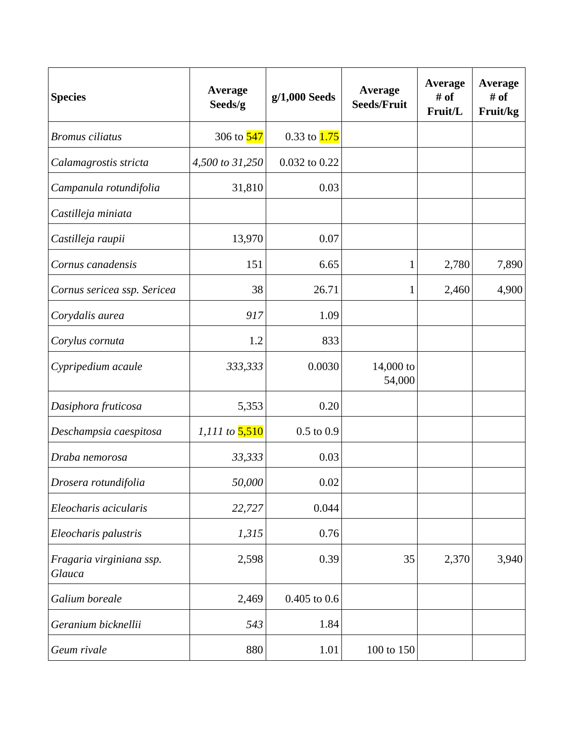| Species | Average Seeds/g | g/1,000 Seeds | Average Seeds/Fruit | Average # of Fruit/L | Average # of Fruit/kg |
|---|---|---|---|---|---|
| *Bromus ciliatus* | 306 to 547 | 0.33 to 1.75 | | | |
| *Calamagrostis stricta* | *4,500 to 31,250* | 0.032 to 0.22 | | | |
| *Campanula rotundifolia* | 31,810 | 0.03 | | | |
| *Castilleja miniata* | | | | | |
| *Castilleja raupii* | 13,970 | 0.07 | | | |
| *Cornus canadensis* | 151 | 6.65 | 1 | 2,780 | 7,890 |
| *Cornus sericea ssp. Sericea* | 38 | 26.71 | 1 | 2,460 | 4,900 |
| *Corydalis aurea* | *917* | 1.09 | | | |
| *Corylus cornuta* | 1.2 | 833 | | | |
| *Cypripedium acaule* | *333,333* | 0.0030 | 14,000 to 54,000 | | |
| *Dasiphora fruticosa* | 5,353 | 0.20 | | | |
| *Deschampsia caespitosa* | *1,111 to* 5,510 | 0.5 to 0.9 | | | |
| *Draba nemorosa* | *33,333* | 0.03 | | | |
| *Drosera rotundifolia* | *50,000* | 0.02 | | | |
| *Eleocharis acicularis* | *22,727* | 0.044 | | | |
| *Eleocharis palustris* | *1,315* | 0.76 | | | |
| *Fragaria virginiana ssp. Glauca* | 2,598 | 0.39 | 35 | 2,370 | 3,940 |
| *Galium boreale* | 2,469 | 0.405 to 0.6 | | | |
| *Geranium bicknellii* | *543* | 1.84 | | | |
| *Geum rivale* | 880 | 1.01 | 100 to 150 | | |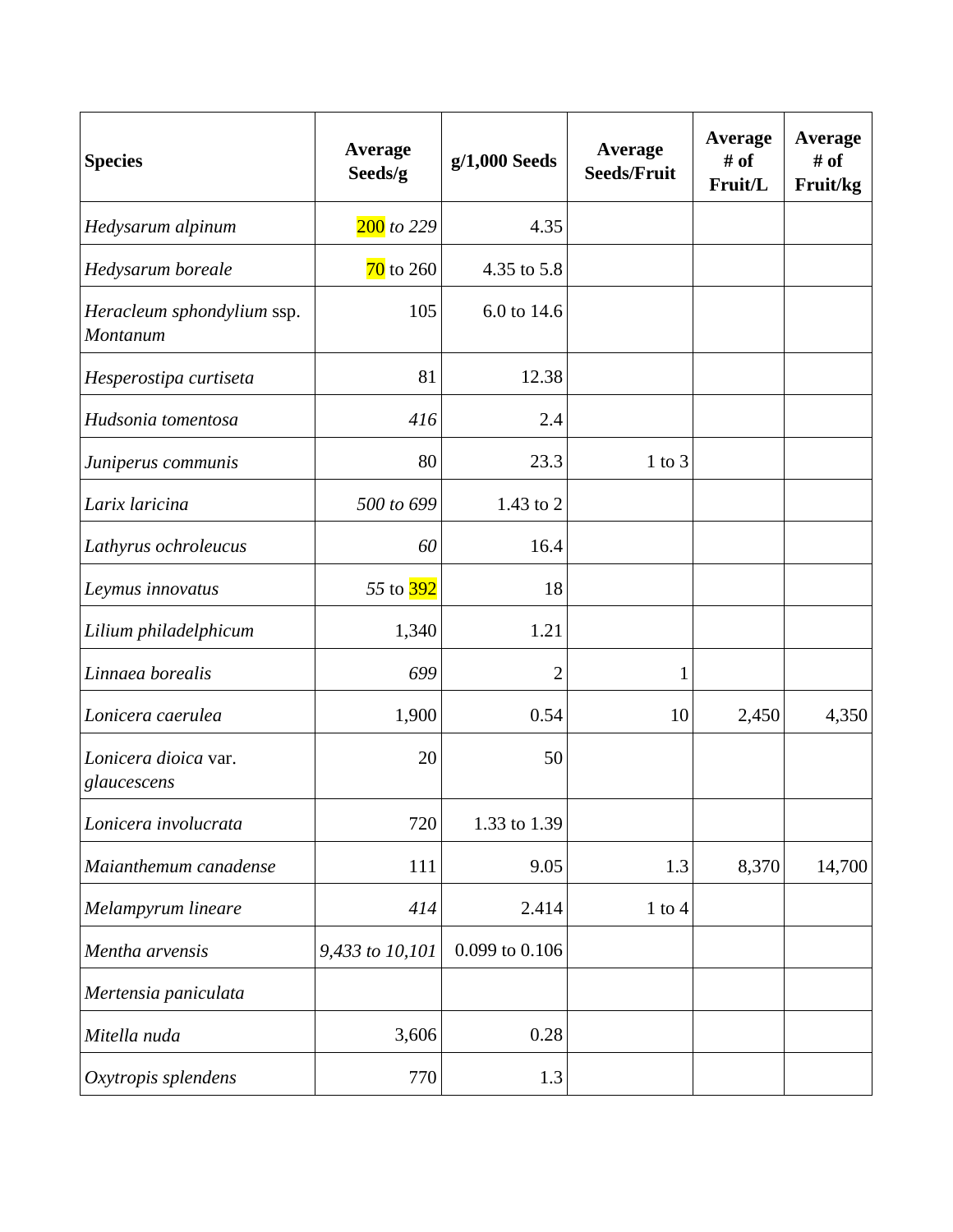| Species | Average Seeds/g | g/1,000 Seeds | Average Seeds/Fruit | Average # of Fruit/L | Average # of Fruit/kg |
|---|---|---|---|---|---|
| *Hedysarum alpinum* | 200 *to 229* | 4.35 | | | |
| *Hedysarum boreale* | 70 to 260 | 4.35 to 5.8 | | | |
| *Heracleum sphondylium* ssp. *Montanum* | 105 | 6.0 to 14.6 | | | |
| *Hesperostipa curtiseta* | 81 | 12.38 | | | |
| *Hudsonia tomentosa* | *416* | 2.4 | | | |
| *Juniperus communis* | 80 | 23.3 | 1 to 3 | | |
| *Larix laricina* | *500 to 699* | 1.43 to 2 | | | |
| *Lathyrus ochroleucus* | *60* | 16.4 | | | |
| *Leymus innovatus* | *55* to 392 | 18 | | | |
| *Lilium philadelphicum* | 1,340 | 1.21 | | | |
| *Linnaea borealis* | *699* | 2 | 1 | | |
| *Lonicera caerulea* | 1,900 | 0.54 | 10 | 2,450 | 4,350 |
| *Lonicera dioica* var. *glaucescens* | 20 | 50 | | | |
| *Lonicera involucrata* | 720 | 1.33 to 1.39 | | | |
| *Maianthemum canadense* | 111 | 9.05 | 1.3 | 8,370 | 14,700 |
| *Melampyrum lineare* | *414* | 2.414 | 1 to 4 | | |
| *Mentha arvensis* | *9,433 to 10,101* | 0.099 to 0.106 | | | |
| *Mertensia paniculata* | | | | | |
| *Mitella nuda* | 3,606 | 0.28 | | | |
| *Oxytropis splendens* | 770 | 1.3 | | | |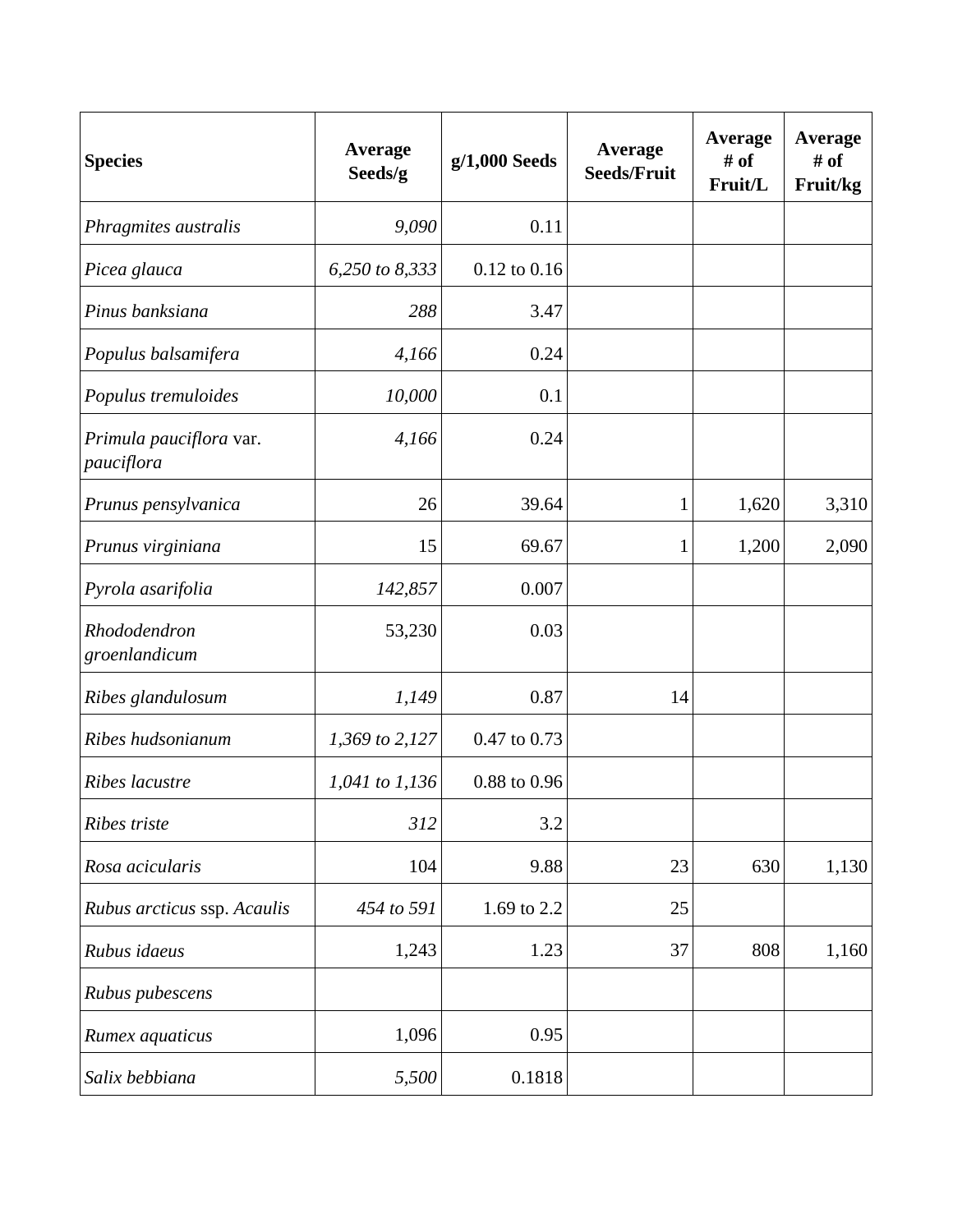| Species | Average Seeds/g | g/1,000 Seeds | Average Seeds/Fruit | Average # of Fruit/L | Average # of Fruit/kg |
|---|---|---|---|---|---|
| *Phragmites australis* | *9,090* | 0.11 | | | |
| *Picea glauca* | *6,250 to 8,333* | 0.12 to 0.16 | | | |
| *Pinus banksiana* | *288* | 3.47 | | | |
| *Populus balsamifera* | *4,166* | 0.24 | | | |
| *Populus tremuloides* | *10,000* | 0.1 | | | |
| *Primula pauciflora* var. *pauciflora* | *4,166* | 0.24 | | | |
| *Prunus pensylvanica* | 26 | 39.64 | 1 | 1,620 | 3,310 |
| *Prunus virginiana* | 15 | 69.67 | 1 | 1,200 | 2,090 |
| *Pyrola asarifolia* | *142,857* | 0.007 | | | |
| *Rhododendron groenlandicum* | 53,230 | 0.03 | | | |
| *Ribes glandulosum* | *1,149* | 0.87 | 14 | | |
| *Ribes hudsonianum* | *1,369 to 2,127* | 0.47 to 0.73 | | | |
| *Ribes lacustre* | *1,041 to 1,136* | 0.88 to 0.96 | | | |
| *Ribes triste* | *312* | 3.2 | | | |
| *Rosa acicularis* | 104 | 9.88 | 23 | 630 | 1,130 |
| *Rubus arcticus* ssp. *Acaulis* | *454 to 591* | 1.69 to 2.2 | 25 | | |
| *Rubus idaeus* | 1,243 | 1.23 | 37 | 808 | 1,160 |
| *Rubus pubescens* | | | | | |
| *Rumex aquaticus* | 1,096 | 0.95 | | | |
| *Salix bebbiana* | *5,500* | 0.1818 | | | |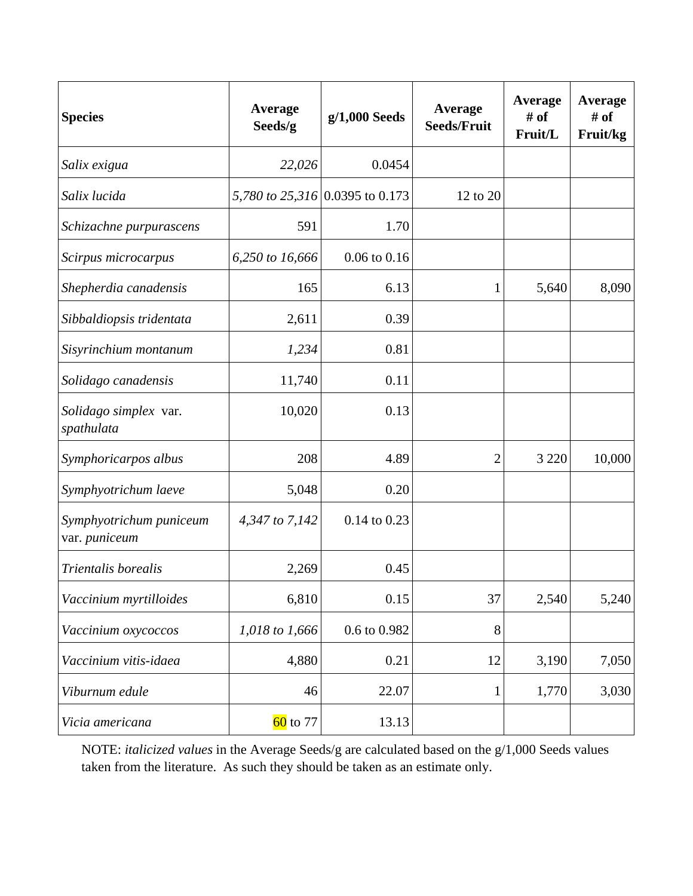| Species | Average Seeds/g | g/1,000 Seeds | Average Seeds/Fruit | Average # of Fruit/L | Average # of Fruit/kg |
|---|---|---|---|---|---|
| *Salix exigua* | *22,026* | 0.0454 | | | |
| *Salix lucida* | *5,780 to 25,316* | 0.0395 to 0.173 | 12 to 20 | | |
| *Schizachne purpurascens* | 591 | 1.70 | | | |
| *Scirpus microcarpus* | *6,250 to 16,666* | 0.06 to 0.16 | | | |
| *Shepherdia canadensis* | 165 | 6.13 | 1 | 5,640 | 8,090 |
| *Sibbaldiopsis tridentata* | 2,611 | 0.39 | | | |
| *Sisyrinchium montanum* | *1,234* | 0.81 | | | |
| *Solidago canadensis* | 11,740 | 0.11 | | | |
| *Solidago simplex* var. *spathulata* | 10,020 | 0.13 | | | |
| *Symphoricarpos albus* | 208 | 4.89 | 2 | 3 220 | 10,000 |
| *Symphyotrichum laeve* | 5,048 | 0.20 | | | |
| *Symphyotrichum puniceum* var. *puniceum* | *4,347 to 7,142* | 0.14 to 0.23 | | | |
| *Trientalis borealis* | 2,269 | 0.45 | | | |
| *Vaccinium myrtilloides* | 6,810 | 0.15 | 37 | 2,540 | 5,240 |
| *Vaccinium oxycoccos* | *1,018 to 1,666* | 0.6 to 0.982 | 8 | | |
| *Vaccinium vitis-idaea* | 4,880 | 0.21 | 12 | 3,190 | 7,050 |
| *Viburnum edule* | 46 | 22.07 | 1 | 1,770 | 3,030 |
| *Vicia americana* | 60 to 77 | 13.13 | | | |

NOTE: *italicized values* in the Average Seeds/g are calculated based on the g/1,000 Seeds values taken from the literature. As such they should be taken as an estimate only.